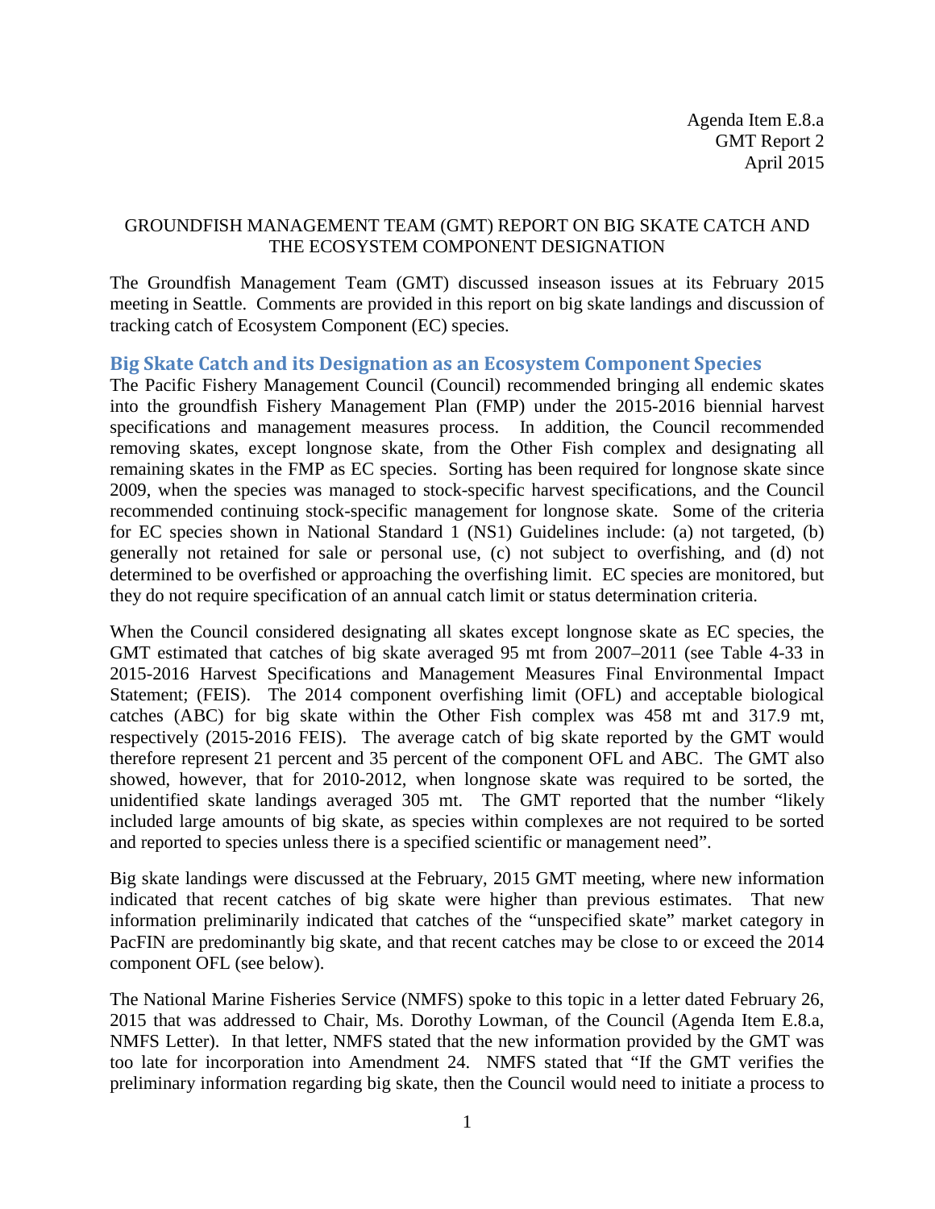Agenda Item E.8.a
GMT Report 2
April 2015

GROUNDFISH MANAGEMENT TEAM (GMT) REPORT ON BIG SKATE CATCH AND THE ECOSYSTEM COMPONENT DESIGNATION

The Groundfish Management Team (GMT) discussed inseason issues at its February 2015 meeting in Seattle. Comments are provided in this report on big skate landings and discussion of tracking catch of Ecosystem Component (EC) species.

## Big Skate Catch and its Designation as an Ecosystem Component Species

The Pacific Fishery Management Council (Council) recommended bringing all endemic skates into the groundfish Fishery Management Plan (FMP) under the 2015-2016 biennial harvest specifications and management measures process. In addition, the Council recommended removing skates, except longnose skate, from the Other Fish complex and designating all remaining skates in the FMP as EC species. Sorting has been required for longnose skate since 2009, when the species was managed to stock-specific harvest specifications, and the Council recommended continuing stock-specific management for longnose skate. Some of the criteria for EC species shown in National Standard 1 (NS1) Guidelines include: (a) not targeted, (b) generally not retained for sale or personal use, (c) not subject to overfishing, and (d) not determined to be overfished or approaching the overfishing limit. EC species are monitored, but they do not require specification of an annual catch limit or status determination criteria.

When the Council considered designating all skates except longnose skate as EC species, the GMT estimated that catches of big skate averaged 95 mt from 2007–2011 (see Table 4-33 in 2015-2016 Harvest Specifications and Management Measures Final Environmental Impact Statement; (FEIS). The 2014 component overfishing limit (OFL) and acceptable biological catches (ABC) for big skate within the Other Fish complex was 458 mt and 317.9 mt, respectively (2015-2016 FEIS). The average catch of big skate reported by the GMT would therefore represent 21 percent and 35 percent of the component OFL and ABC. The GMT also showed, however, that for 2010-2012, when longnose skate was required to be sorted, the unidentified skate landings averaged 305 mt. The GMT reported that the number "likely included large amounts of big skate, as species within complexes are not required to be sorted and reported to species unless there is a specified scientific or management need".

Big skate landings were discussed at the February, 2015 GMT meeting, where new information indicated that recent catches of big skate were higher than previous estimates. That new information preliminarily indicated that catches of the "unspecified skate" market category in PacFIN are predominantly big skate, and that recent catches may be close to or exceed the 2014 component OFL (see below).

The National Marine Fisheries Service (NMFS) spoke to this topic in a letter dated February 26, 2015 that was addressed to Chair, Ms. Dorothy Lowman, of the Council (Agenda Item E.8.a, NMFS Letter). In that letter, NMFS stated that the new information provided by the GMT was too late for incorporation into Amendment 24. NMFS stated that "If the GMT verifies the preliminary information regarding big skate, then the Council would need to initiate a process to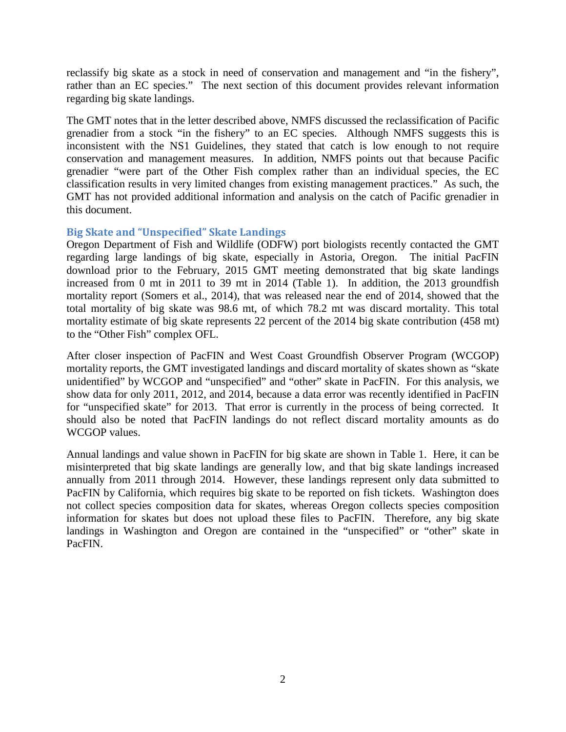reclassify big skate as a stock in need of conservation and management and "in the fishery", rather than an EC species." The next section of this document provides relevant information regarding big skate landings.

The GMT notes that in the letter described above, NMFS discussed the reclassification of Pacific grenadier from a stock "in the fishery" to an EC species. Although NMFS suggests this is inconsistent with the NS1 Guidelines, they stated that catch is low enough to not require conservation and management measures. In addition, NMFS points out that because Pacific grenadier "were part of the Other Fish complex rather than an individual species, the EC classification results in very limited changes from existing management practices." As such, the GMT has not provided additional information and analysis on the catch of Pacific grenadier in this document.

## Big Skate and "Unspecified" Skate Landings

Oregon Department of Fish and Wildlife (ODFW) port biologists recently contacted the GMT regarding large landings of big skate, especially in Astoria, Oregon. The initial PacFIN download prior to the February, 2015 GMT meeting demonstrated that big skate landings increased from 0 mt in 2011 to 39 mt in 2014 (Table 1). In addition, the 2013 groundfish mortality report (Somers et al., 2014), that was released near the end of 2014, showed that the total mortality of big skate was 98.6 mt, of which 78.2 mt was discard mortality. This total mortality estimate of big skate represents 22 percent of the 2014 big skate contribution (458 mt) to the "Other Fish" complex OFL.

After closer inspection of PacFIN and West Coast Groundfish Observer Program (WCGOP) mortality reports, the GMT investigated landings and discard mortality of skates shown as "skate unidentified" by WCGOP and "unspecified" and "other" skate in PacFIN. For this analysis, we show data for only 2011, 2012, and 2014, because a data error was recently identified in PacFIN for "unspecified skate" for 2013. That error is currently in the process of being corrected. It should also be noted that PacFIN landings do not reflect discard mortality amounts as do WCGOP values.

Annual landings and value shown in PacFIN for big skate are shown in Table 1. Here, it can be misinterpreted that big skate landings are generally low, and that big skate landings increased annually from 2011 through 2014. However, these landings represent only data submitted to PacFIN by California, which requires big skate to be reported on fish tickets. Washington does not collect species composition data for skates, whereas Oregon collects species composition information for skates but does not upload these files to PacFIN. Therefore, any big skate landings in Washington and Oregon are contained in the "unspecified" or "other" skate in PacFIN.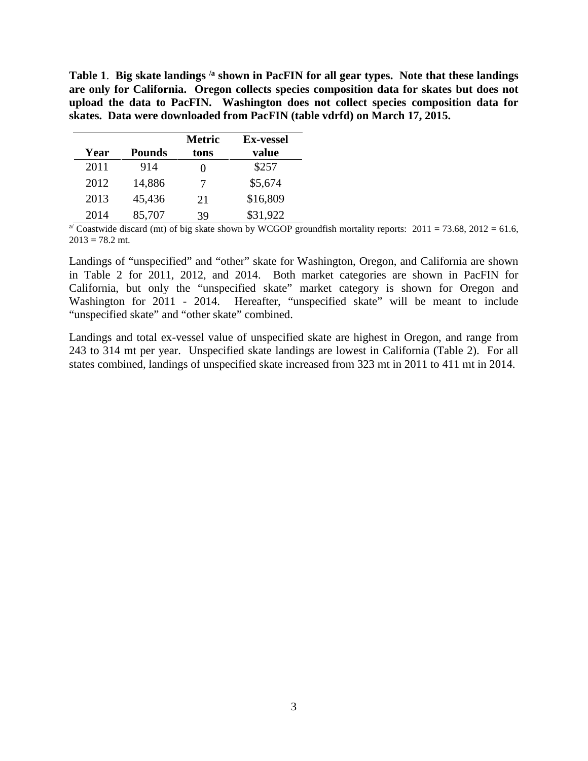**Table 1**. **Big skate landings [/a] shown in PacFIN for all gear types. Note that these landings are only for California. Oregon collects species composition data for skates but does not upload the data to PacFIN. Washington does not collect species composition data for skates. Data were downloaded from PacFIN (table vdrfd) on March 17, 2015.**

| Year | Pounds | Metric tons | Ex-vessel value |
|---|---|---|---|
| 2011 | 914 | 0 | $257 |
| 2012 | 14,886 | 7 | $5,674 |
| 2013 | 45,436 | 21 | $16,809 |
| 2014 | 85,707 | 39 | $31,922 |

[a/] Coastwide discard (mt) of big skate shown by WCGOP groundfish mortality reports: 2011 = 73.68, 2012 = 61.6, 2013 = 78.2 mt.

Landings of "unspecified" and "other" skate for Washington, Oregon, and California are shown in Table 2 for 2011, 2012, and 2014. Both market categories are shown in PacFIN for California, but only the "unspecified skate" market category is shown for Oregon and Washington for 2011 - 2014. Hereafter, "unspecified skate" will be meant to include "unspecified skate" and "other skate" combined.

Landings and total ex-vessel value of unspecified skate are highest in Oregon, and range from 243 to 314 mt per year. Unspecified skate landings are lowest in California (Table 2). For all states combined, landings of unspecified skate increased from 323 mt in 2011 to 411 mt in 2014.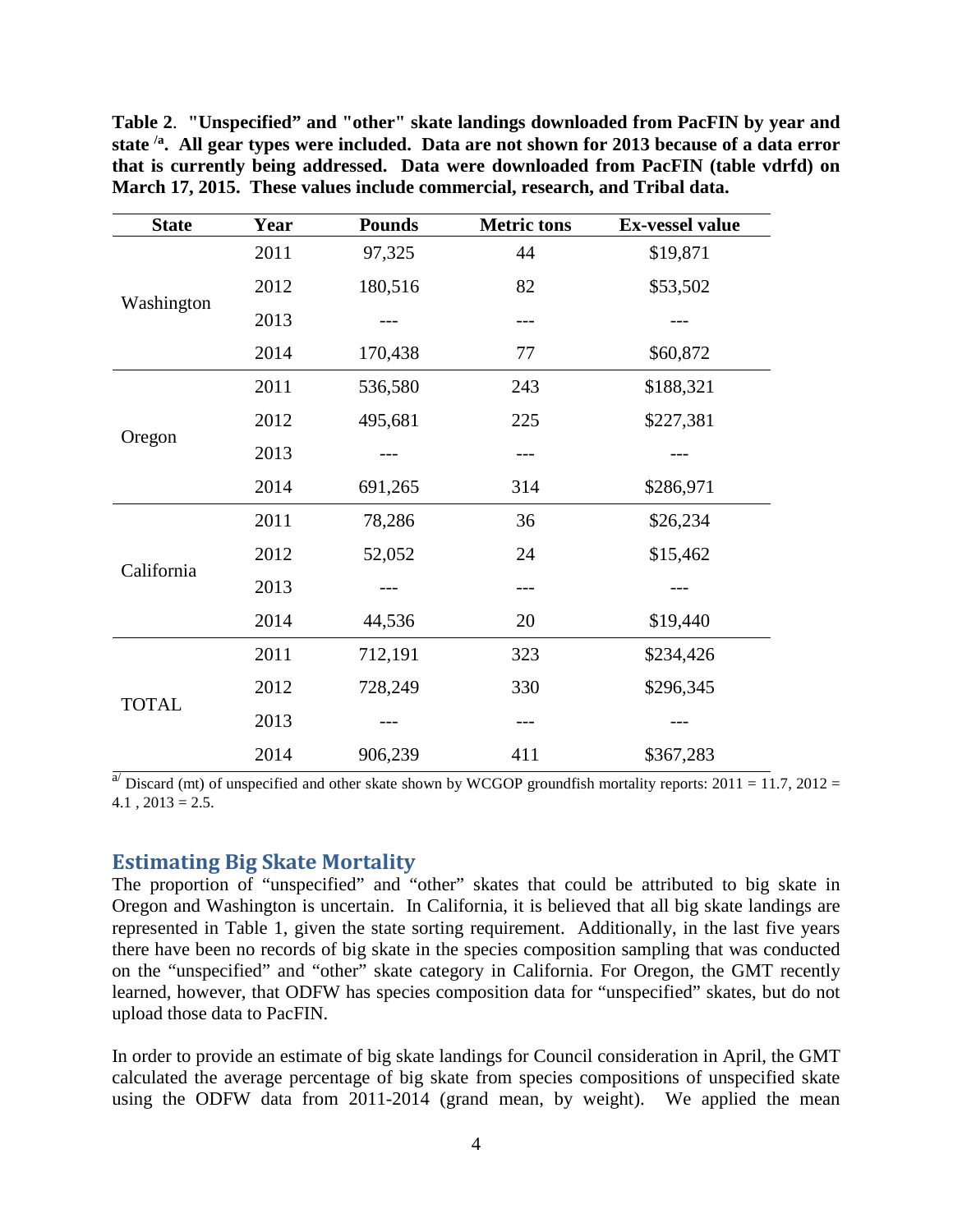**Table 2**. **"Unspecified" and "other" skate landings downloaded from PacFIN by year and state [a]. All gear types were included. Data are not shown for 2013 because of a data error that is currently being addressed. Data were downloaded from PacFIN (table vdrfd) on March 17, 2015. These values include commercial, research, and Tribal data.**

| State | Year | Pounds | Metric tons | Ex-vessel value |
|---|---|---|---|---|
| Washington | 2011 | 97,325 | 44 | $19,871 |
| | 2012 | 180,516 | 82 | $53,502 |
| | 2013 | --- | --- | --- |
| | 2014 | 170,438 | 77 | $60,872 |
| Oregon | 2011 | 536,580 | 243 | $188,321 |
| | 2012 | 495,681 | 225 | $227,381 |
| | 2013 | --- | --- | --- |
| | 2014 | 691,265 | 314 | $286,971 |
| California | 2011 | 78,286 | 36 | $26,234 |
| | 2012 | 52,052 | 24 | $15,462 |
| | 2013 | --- | --- | --- |
| | 2014 | 44,536 | 20 | $19,440 |
| TOTAL | 2011 | 712,191 | 323 | $234,426 |
| | 2012 | 728,249 | 330 | $296,345 |
| | 2013 | --- | --- | --- |
| | 2014 | 906,239 | 411 | $367,283 |

[a/] Discard (mt) of unspecified and other skate shown by WCGOP groundfish mortality reports: 2011 = 11.7, 2012 = 4.1 , 2013 = 2.5.

## Estimating Big Skate Mortality

The proportion of "unspecified" and "other" skates that could be attributed to big skate in Oregon and Washington is uncertain. In California, it is believed that all big skate landings are represented in Table 1, given the state sorting requirement. Additionally, in the last five years there have been no records of big skate in the species composition sampling that was conducted on the "unspecified" and "other" skate category in California. For Oregon, the GMT recently learned, however, that ODFW has species composition data for "unspecified" skates, but do not upload those data to PacFIN.

In order to provide an estimate of big skate landings for Council consideration in April, the GMT calculated the average percentage of big skate from species compositions of unspecified skate using the ODFW data from 2011-2014 (grand mean, by weight). We applied the mean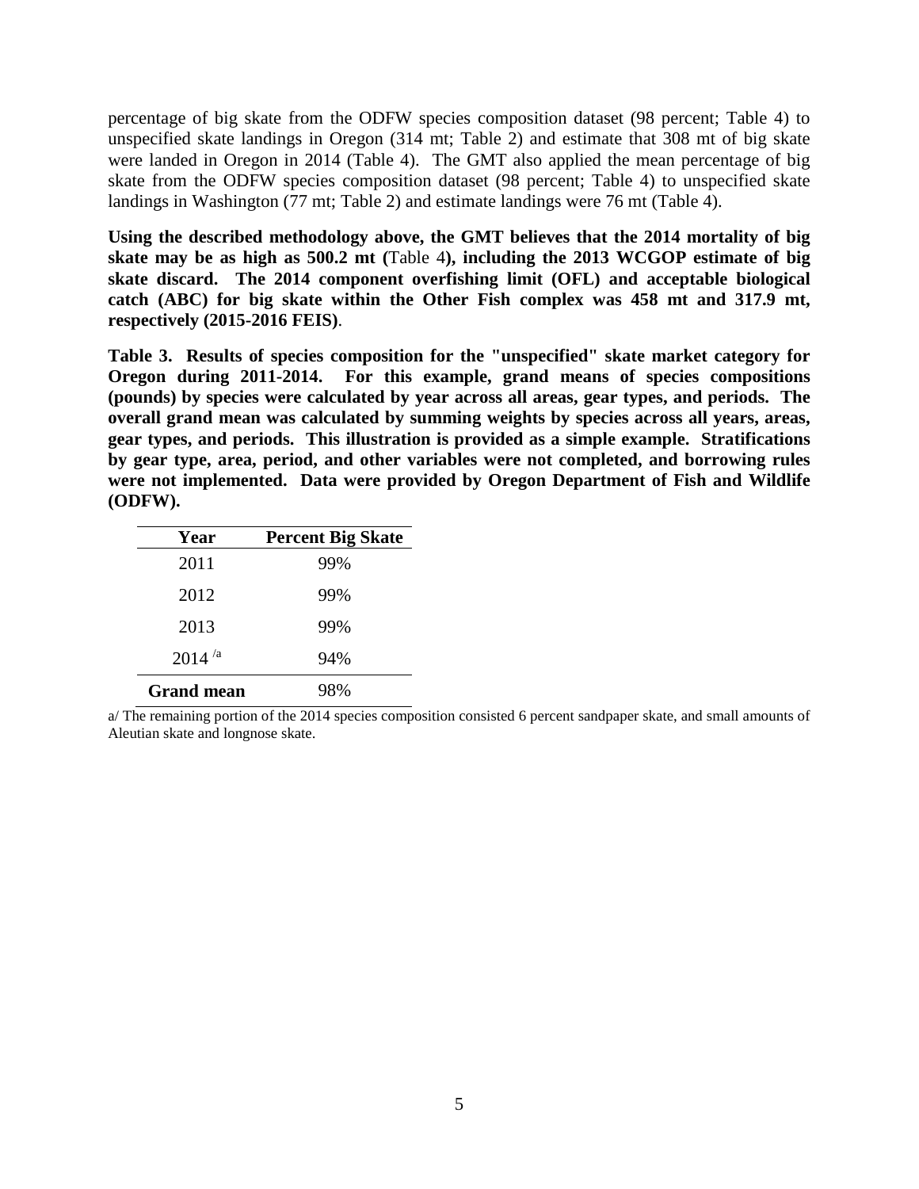percentage of big skate from the ODFW species composition dataset (98 percent; Table 4) to unspecified skate landings in Oregon (314 mt; Table 2) and estimate that 308 mt of big skate were landed in Oregon in 2014 (Table 4). The GMT also applied the mean percentage of big skate from the ODFW species composition dataset (98 percent; Table 4) to unspecified skate landings in Washington (77 mt; Table 2) and estimate landings were 76 mt (Table 4).

**Using the described methodology above, the GMT believes that the 2014 mortality of big skate may be as high as 500.2 mt (**Table 4**), including the 2013 WCGOP estimate of big skate discard. The 2014 component overfishing limit (OFL) and acceptable biological catch (ABC) for big skate within the Other Fish complex was 458 mt and 317.9 mt, respectively (2015-2016 FEIS)**.

**Table 3. Results of species composition for the "unspecified" skate market category for Oregon during 2011-2014. For this example, grand means of species compositions (pounds) by species were calculated by year across all areas, gear types, and periods. The overall grand mean was calculated by summing weights by species across all years, areas, gear types, and periods. This illustration is provided as a simple example. Stratifications by gear type, area, period, and other variables were not completed, and borrowing rules were not implemented. Data were provided by Oregon Department of Fish and Wildlife (ODFW).**

| Year | Percent Big Skate |
|---|---|
| 2011 | 99% |
| 2012 | 99% |
| 2013 | 99% |
| 2014 [/a] | 94% |
| **Grand mean** | 98% |

a/ The remaining portion of the 2014 species composition consisted 6 percent sandpaper skate, and small amounts of Aleutian skate and longnose skate.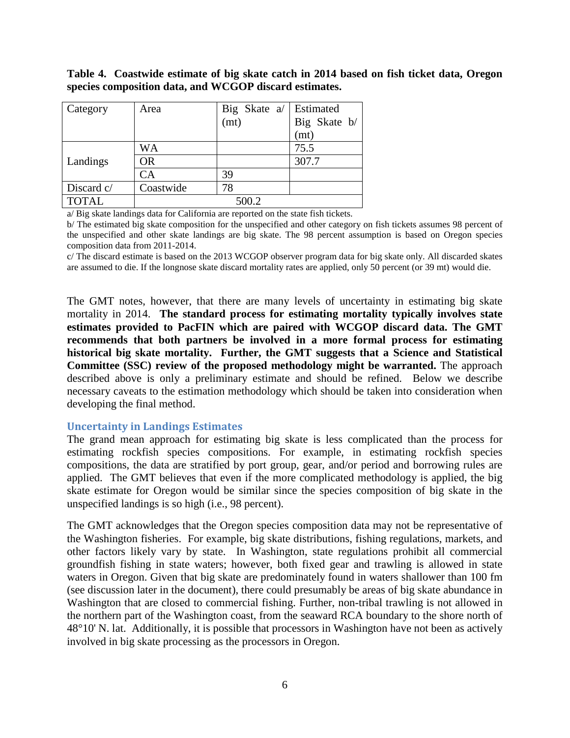**Table 4. Coastwide estimate of big skate catch in 2014 based on fish ticket data, Oregon species composition data, and WCGOP discard estimates.**

| Category | Area | Big Skate a/ (mt) | Estimated Big Skate b/ (mt) |
|---|---|---|---|
| Landings | WA | | 75.5 |
| | OR | | 307.7 |
| | CA | 39 | |
| Discard c/ | Coastwide | 78 | |
| TOTAL | 500.2 | | |

a/ Big skate landings data for California are reported on the state fish tickets.

b/ The estimated big skate composition for the unspecified and other category on fish tickets assumes 98 percent of the unspecified and other skate landings are big skate. The 98 percent assumption is based on Oregon species composition data from 2011-2014.

c/ The discard estimate is based on the 2013 WCGOP observer program data for big skate only. All discarded skates are assumed to die. If the longnose skate discard mortality rates are applied, only 50 percent (or 39 mt) would die.

The GMT notes, however, that there are many levels of uncertainty in estimating big skate mortality in 2014. **The standard process for estimating mortality typically involves state estimates provided to PacFIN which are paired with WCGOP discard data. The GMT recommends that both partners be involved in a more formal process for estimating historical big skate mortality. Further, the GMT suggests that a Science and Statistical Committee (SSC) review of the proposed methodology might be warranted.** The approach described above is only a preliminary estimate and should be refined. Below we describe necessary caveats to the estimation methodology which should be taken into consideration when developing the final method.

### Uncertainty in Landings Estimates

The grand mean approach for estimating big skate is less complicated than the process for estimating rockfish species compositions. For example, in estimating rockfish species compositions, the data are stratified by port group, gear, and/or period and borrowing rules are applied. The GMT believes that even if the more complicated methodology is applied, the big skate estimate for Oregon would be similar since the species composition of big skate in the unspecified landings is so high (i.e., 98 percent).

The GMT acknowledges that the Oregon species composition data may not be representative of the Washington fisheries. For example, big skate distributions, fishing regulations, markets, and other factors likely vary by state. In Washington, state regulations prohibit all commercial groundfish fishing in state waters; however, both fixed gear and trawling is allowed in state waters in Oregon. Given that big skate are predominately found in waters shallower than 100 fm (see discussion later in the document), there could presumably be areas of big skate abundance in Washington that are closed to commercial fishing. Further, non-tribal trawling is not allowed in the northern part of the Washington coast, from the seaward RCA boundary to the shore north of 48°10' N. lat. Additionally, it is possible that processors in Washington have not been as actively involved in big skate processing as the processors in Oregon.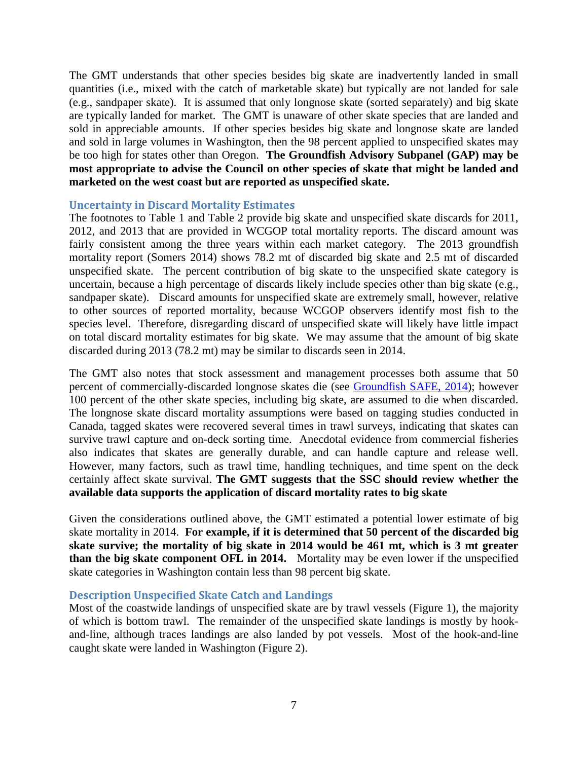The GMT understands that other species besides big skate are inadvertently landed in small quantities (i.e., mixed with the catch of marketable skate) but typically are not landed for sale (e.g., sandpaper skate). It is assumed that only longnose skate (sorted separately) and big skate are typically landed for market. The GMT is unaware of other skate species that are landed and sold in appreciable amounts. If other species besides big skate and longnose skate are landed and sold in large volumes in Washington, then the 98 percent applied to unspecified skates may be too high for states other than Oregon. **The Groundfish Advisory Subpanel (GAP) may be most appropriate to advise the Council on other species of skate that might be landed and marketed on the west coast but are reported as unspecified skate.**

### Uncertainty in Discard Mortality Estimates

The footnotes to Table 1 and Table 2 provide big skate and unspecified skate discards for 2011, 2012, and 2013 that are provided in WCGOP total mortality reports. The discard amount was fairly consistent among the three years within each market category. The 2013 groundfish mortality report (Somers 2014) shows 78.2 mt of discarded big skate and 2.5 mt of discarded unspecified skate. The percent contribution of big skate to the unspecified skate category is uncertain, because a high percentage of discards likely include species other than big skate (e.g., sandpaper skate). Discard amounts for unspecified skate are extremely small, however, relative to other sources of reported mortality, because WCGOP observers identify most fish to the species level. Therefore, disregarding discard of unspecified skate will likely have little impact on total discard mortality estimates for big skate. We may assume that the amount of big skate discarded during 2013 (78.2 mt) may be similar to discards seen in 2014.

The GMT also notes that stock assessment and management processes both assume that 50 percent of commercially-discarded longnose skates die (see [Groundfish SAFE, 2014]); however 100 percent of the other skate species, including big skate, are assumed to die when discarded. The longnose skate discard mortality assumptions were based on tagging studies conducted in Canada, tagged skates were recovered several times in trawl surveys, indicating that skates can survive trawl capture and on-deck sorting time. Anecdotal evidence from commercial fisheries also indicates that skates are generally durable, and can handle capture and release well. However, many factors, such as trawl time, handling techniques, and time spent on the deck certainly affect skate survival. **The GMT suggests that the SSC should review whether the available data supports the application of discard mortality rates to big skate**

Given the considerations outlined above, the GMT estimated a potential lower estimate of big skate mortality in 2014. **For example, if it is determined that 50 percent of the discarded big skate survive; the mortality of big skate in 2014 would be 461 mt, which is 3 mt greater than the big skate component OFL in 2014.** Mortality may be even lower if the unspecified skate categories in Washington contain less than 98 percent big skate.

### Description Unspecified Skate Catch and Landings

Most of the coastwide landings of unspecified skate are by trawl vessels (Figure 1), the majority of which is bottom trawl. The remainder of the unspecified skate landings is mostly by hook-and-line, although traces landings are also landed by pot vessels. Most of the hook-and-line caught skate were landed in Washington (Figure 2).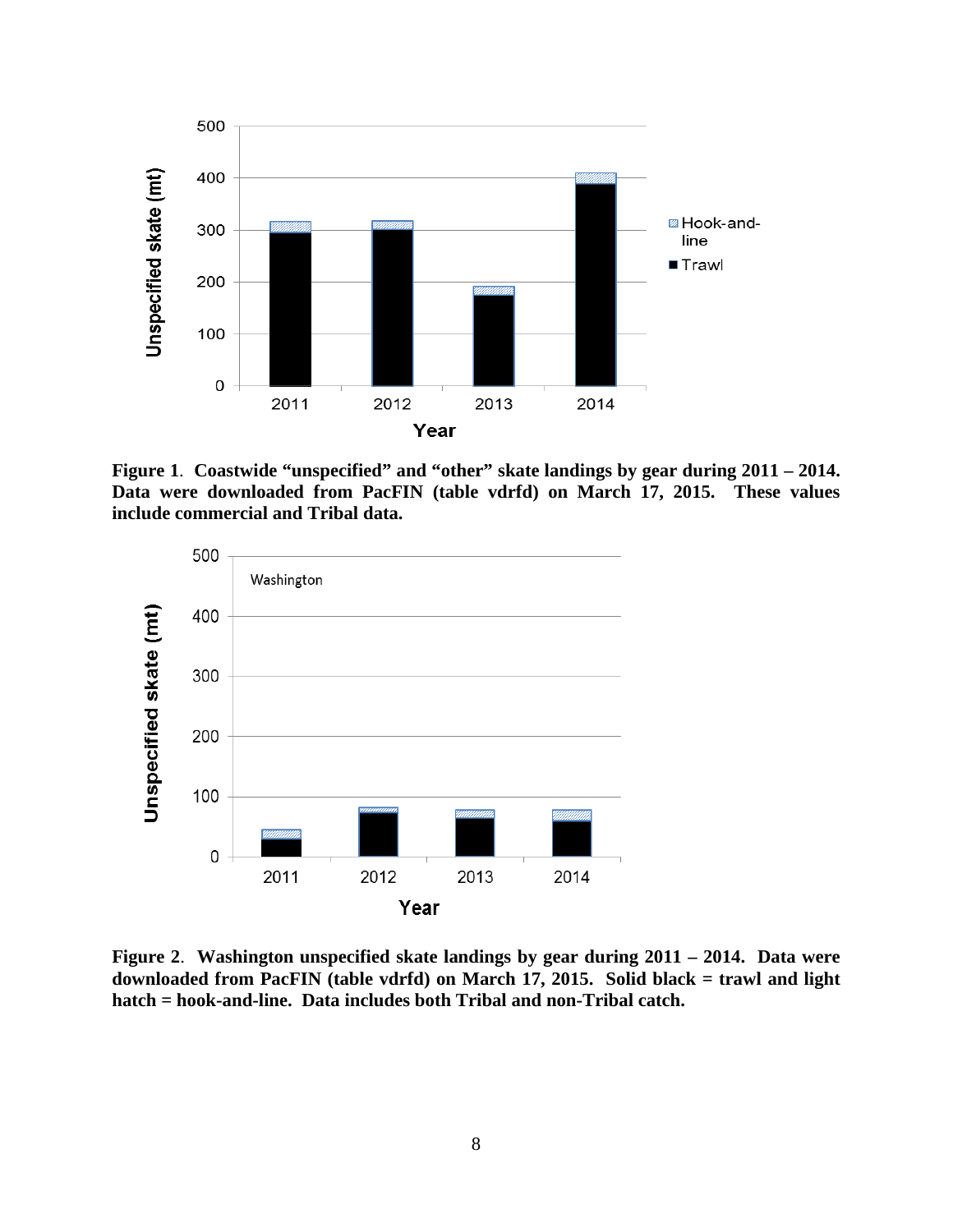500
400
300
200
100
0

Unspecified skate (mt)

2011
2012
2013
2014

Year

Hook-and-line
Trawl

**Figure 1**. **Coastwide "unspecified" and "other" skate landings by gear during 2011 – 2014. Data were downloaded from PacFIN (table vdrfd) on March 17, 2015. These values include commercial and Tribal data.**

500
400
300
200
100
0

Washington

Unspecified skate (mt)

2011
2012
2013
2014

Year

**Figure 2**. **Washington unspecified skate landings by gear during 2011 – 2014. Data were downloaded from PacFIN (table vdrfd) on March 17, 2015. Solid black = trawl and light hatch = hook-and-line. Data includes both Tribal and non-Tribal catch.**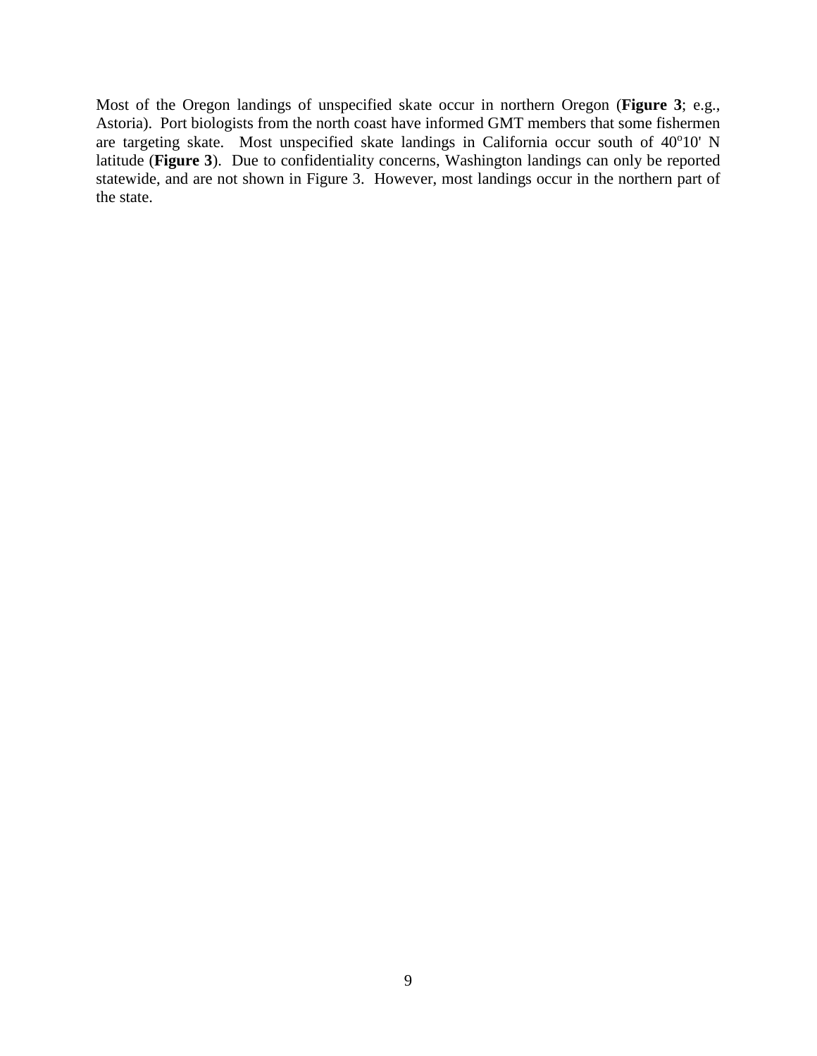Most of the Oregon landings of unspecified skate occur in northern Oregon (**Figure 3**; e.g., Astoria). Port biologists from the north coast have informed GMT members that some fishermen are targeting skate. Most unspecified skate landings in California occur south of $40^{o}10'$ N latitude (**Figure 3**). Due to confidentiality concerns, Washington landings can only be reported statewide, and are not shown in Figure 3. However, most landings occur in the northern part of the state.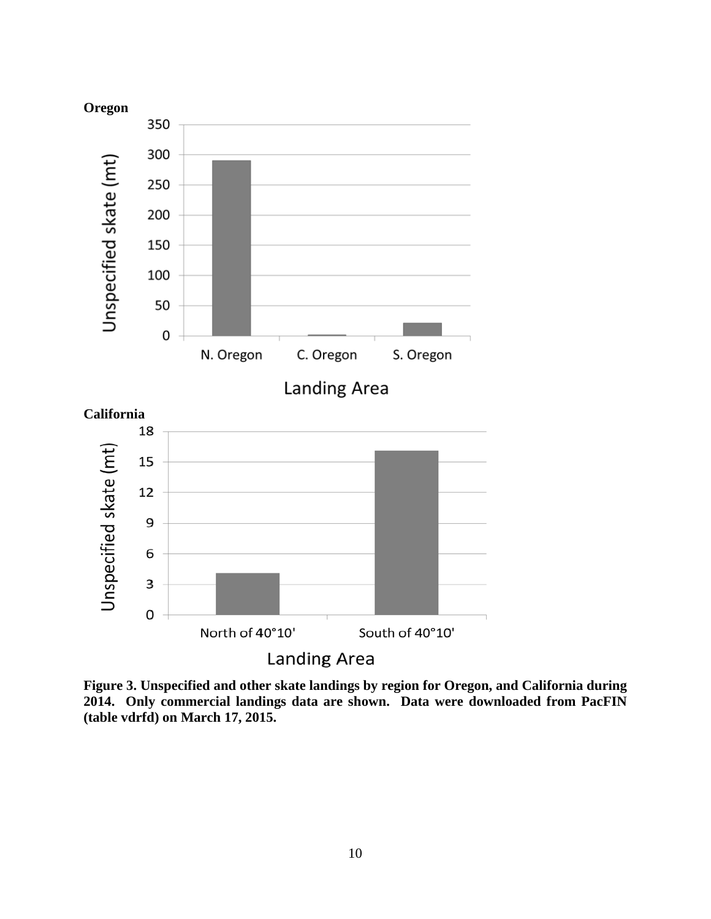**Oregon**

350
300
250
200
150
100
50
0

Unspecified skate (mt)

N. Oregon
C. Oregon
S. Oregon

Landing Area

**California**

18
15
12
9
6
3
0

Unspecified skate (mt)

North of 40°10'
South of 40°10'

Landing Area

**Figure 3. Unspecified and other skate landings by region for Oregon, and California during 2014. Only commercial landings data are shown. Data were downloaded from PacFIN (table vdrfd) on March 17, 2015.**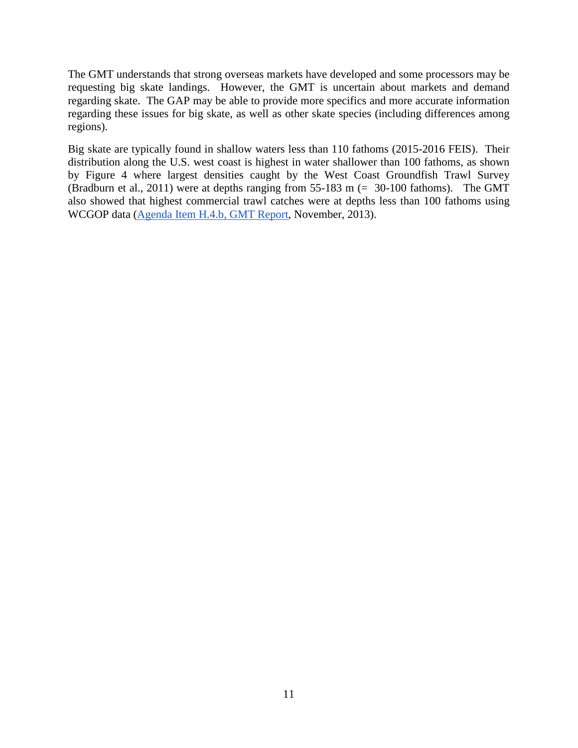The GMT understands that strong overseas markets have developed and some processors may be requesting big skate landings. However, the GMT is uncertain about markets and demand regarding skate. The GAP may be able to provide more specifics and more accurate information regarding these issues for big skate, as well as other skate species (including differences among regions).

Big skate are typically found in shallow waters less than 110 fathoms (2015-2016 FEIS). Their distribution along the U.S. west coast is highest in water shallower than 100 fathoms, as shown by Figure 4 where largest densities caught by the West Coast Groundfish Trawl Survey (Bradburn et al., 2011) were at depths ranging from 55-183 m (= 30-100 fathoms). The GMT also showed that highest commercial trawl catches were at depths less than 100 fathoms using WCGOP data (Agenda Item H.4.b, GMT Report, November, 2013).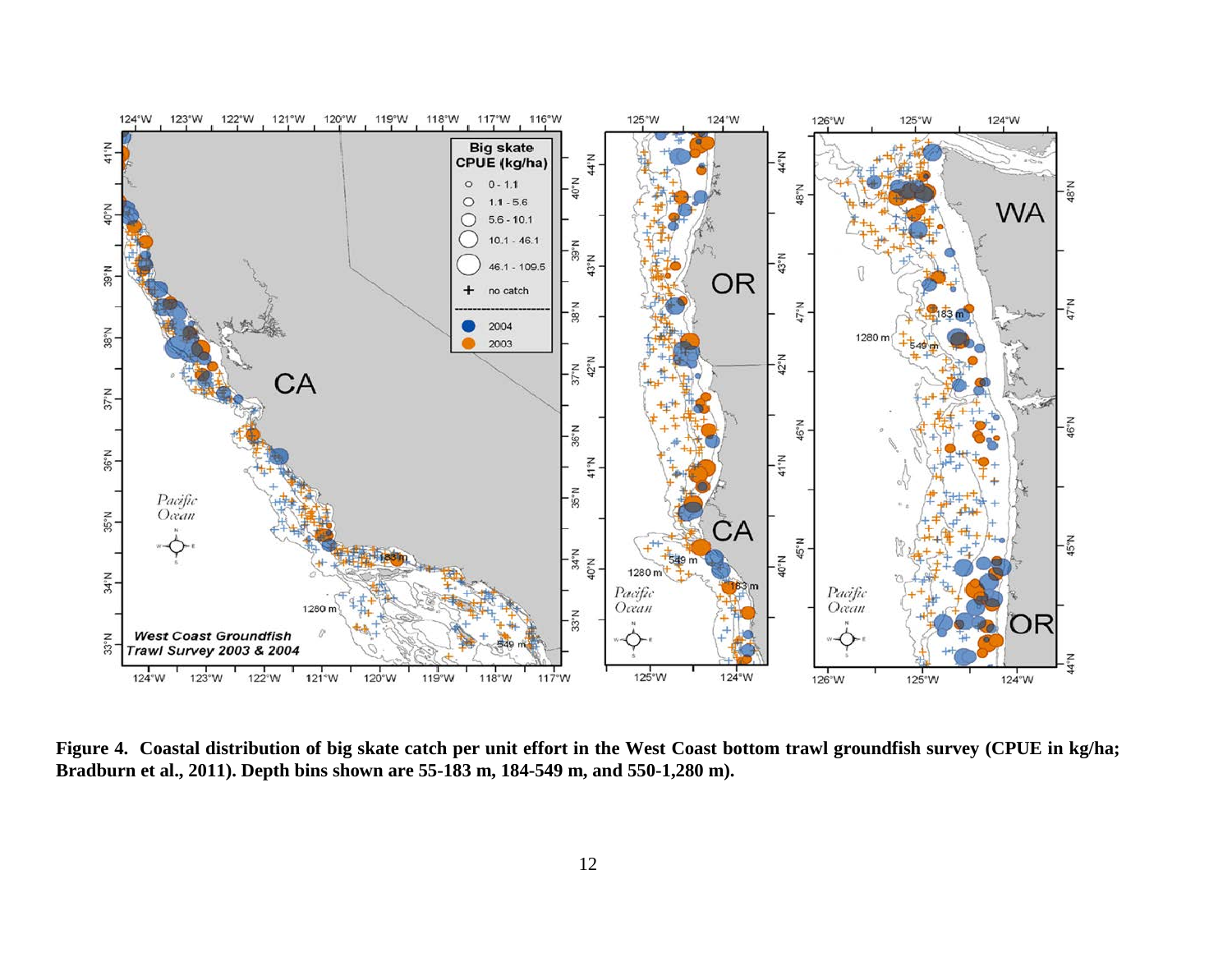Big skate CPUE (kg/ha)

0 - 1.1

1.1 - 5.6

5.6 - 10.1

10.1 - 46.1

46.1 - 109.5

no catch

2004

2003

CA

OR

WA

Pacific Ocean

1280 m

549 m

183 m

West Coast Groundfish Trawl Survey 2003 & 2004

**Figure 4. Coastal distribution of big skate catch per unit effort in the West Coast bottom trawl groundfish survey (CPUE in kg/ha; Bradburn et al., 2011). Depth bins shown are 55-183 m, 184-549 m, and 550-1,280 m).**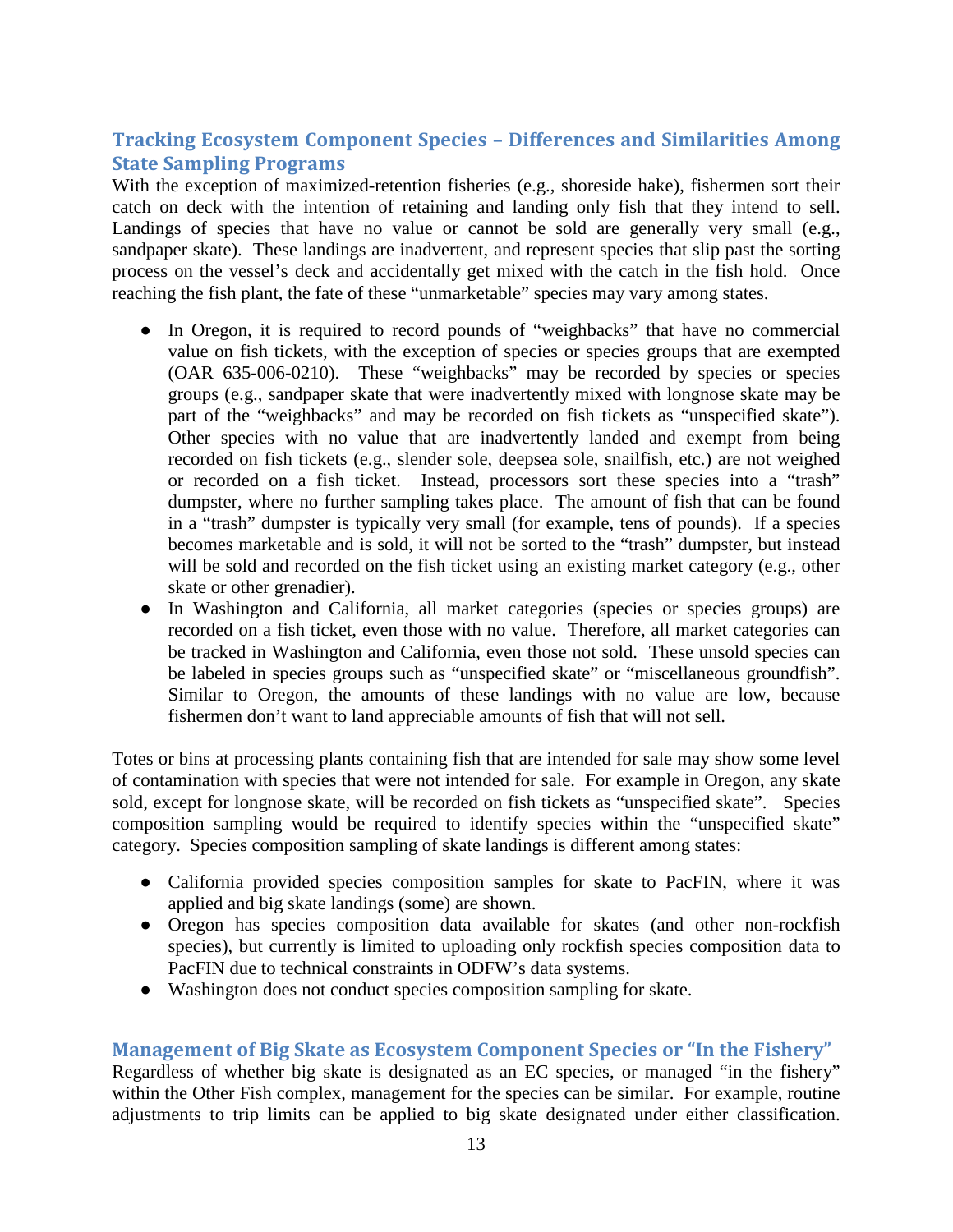## Tracking Ecosystem Component Species – Differences and Similarities Among State Sampling Programs

With the exception of maximized-retention fisheries (e.g., shoreside hake), fishermen sort their catch on deck with the intention of retaining and landing only fish that they intend to sell. Landings of species that have no value or cannot be sold are generally very small (e.g., sandpaper skate). These landings are inadvertent, and represent species that slip past the sorting process on the vessel's deck and accidentally get mixed with the catch in the fish hold. Once reaching the fish plant, the fate of these "unmarketable" species may vary among states.

- In Oregon, it is required to record pounds of "weighbacks" that have no commercial value on fish tickets, with the exception of species or species groups that are exempted (OAR 635-006-0210). These "weighbacks" may be recorded by species or species groups (e.g., sandpaper skate that were inadvertently mixed with longnose skate may be part of the "weighbacks" and may be recorded on fish tickets as "unspecified skate"). Other species with no value that are inadvertently landed and exempt from being recorded on fish tickets (e.g., slender sole, deepsea sole, snailfish, etc.) are not weighed or recorded on a fish ticket. Instead, processors sort these species into a "trash" dumpster, where no further sampling takes place. The amount of fish that can be found in a "trash" dumpster is typically very small (for example, tens of pounds). If a species becomes marketable and is sold, it will not be sorted to the "trash" dumpster, but instead will be sold and recorded on the fish ticket using an existing market category (e.g., other skate or other grenadier).
- In Washington and California, all market categories (species or species groups) are recorded on a fish ticket, even those with no value. Therefore, all market categories can be tracked in Washington and California, even those not sold. These unsold species can be labeled in species groups such as "unspecified skate" or "miscellaneous groundfish". Similar to Oregon, the amounts of these landings with no value are low, because fishermen don't want to land appreciable amounts of fish that will not sell.

Totes or bins at processing plants containing fish that are intended for sale may show some level of contamination with species that were not intended for sale. For example in Oregon, any skate sold, except for longnose skate, will be recorded on fish tickets as "unspecified skate". Species composition sampling would be required to identify species within the "unspecified skate" category. Species composition sampling of skate landings is different among states:

- California provided species composition samples for skate to PacFIN, where it was applied and big skate landings (some) are shown.
- Oregon has species composition data available for skates (and other non-rockfish species), but currently is limited to uploading only rockfish species composition data to PacFIN due to technical constraints in ODFW's data systems.
- Washington does not conduct species composition sampling for skate.

## Management of Big Skate as Ecosystem Component Species or "In the Fishery"

Regardless of whether big skate is designated as an EC species, or managed "in the fishery" within the Other Fish complex, management for the species can be similar. For example, routine adjustments to trip limits can be applied to big skate designated under either classification.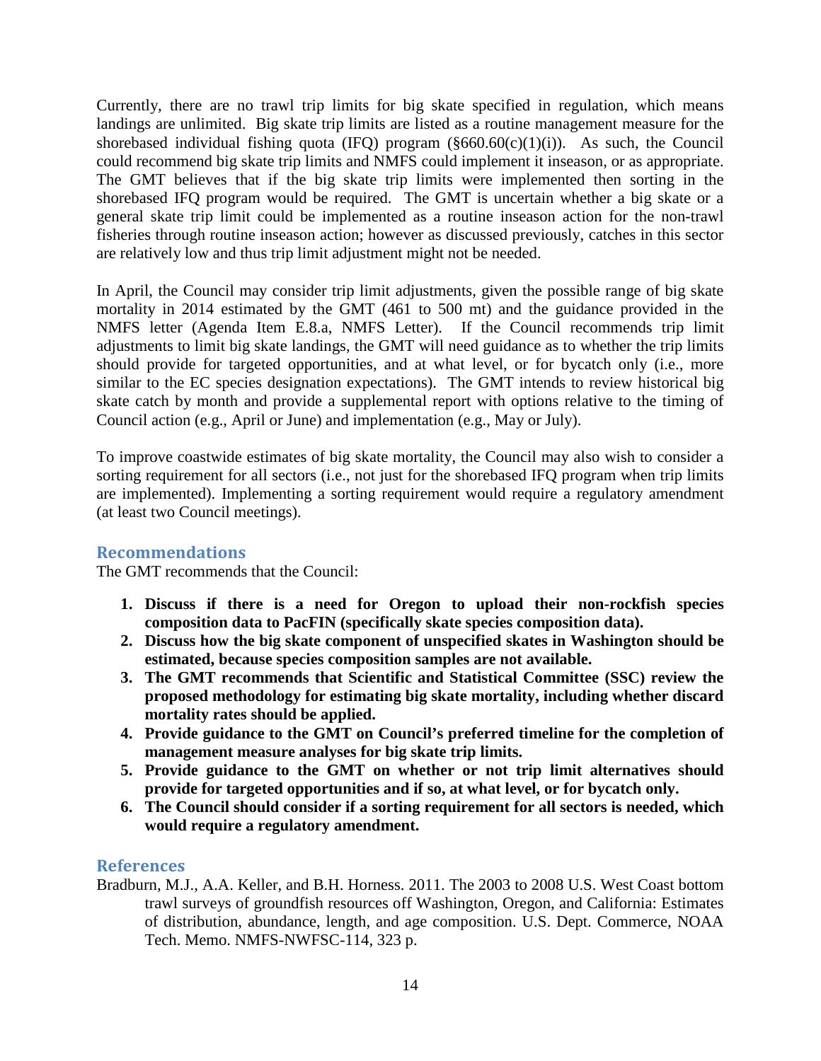Currently, there are no trawl trip limits for big skate specified in regulation, which means landings are unlimited. Big skate trip limits are listed as a routine management measure for the shorebased individual fishing quota (IFQ) program (§660.60(c)(1)(i)). As such, the Council could recommend big skate trip limits and NMFS could implement it inseason, or as appropriate. The GMT believes that if the big skate trip limits were implemented then sorting in the shorebased IFQ program would be required. The GMT is uncertain whether a big skate or a general skate trip limit could be implemented as a routine inseason action for the non-trawl fisheries through routine inseason action; however as discussed previously, catches in this sector are relatively low and thus trip limit adjustment might not be needed.

In April, the Council may consider trip limit adjustments, given the possible range of big skate mortality in 2014 estimated by the GMT (461 to 500 mt) and the guidance provided in the NMFS letter (Agenda Item E.8.a, NMFS Letter). If the Council recommends trip limit adjustments to limit big skate landings, the GMT will need guidance as to whether the trip limits should provide for targeted opportunities, and at what level, or for bycatch only (i.e., more similar to the EC species designation expectations). The GMT intends to review historical big skate catch by month and provide a supplemental report with options relative to the timing of Council action (e.g., April or June) and implementation (e.g., May or July).

To improve coastwide estimates of big skate mortality, the Council may also wish to consider a sorting requirement for all sectors (i.e., not just for the shorebased IFQ program when trip limits are implemented). Implementing a sorting requirement would require a regulatory amendment (at least two Council meetings).

## Recommendations

The GMT recommends that the Council:

1. **Discuss if there is a need for Oregon to upload their non-rockfish species composition data to PacFIN (specifically skate species composition data).**
2. **Discuss how the big skate component of unspecified skates in Washington should be estimated, because species composition samples are not available.**
3. **The GMT recommends that Scientific and Statistical Committee (SSC) review the proposed methodology for estimating big skate mortality, including whether discard mortality rates should be applied.**
4. **Provide guidance to the GMT on Council's preferred timeline for the completion of management measure analyses for big skate trip limits.**
5. **Provide guidance to the GMT on whether or not trip limit alternatives should provide for targeted opportunities and if so, at what level, or for bycatch only.**
6. **The Council should consider if a sorting requirement for all sectors is needed, which would require a regulatory amendment.**

## References

Bradburn, M.J., A.A. Keller, and B.H. Horness. 2011. The 2003 to 2008 U.S. West Coast bottom trawl surveys of groundfish resources off Washington, Oregon, and California: Estimates of distribution, abundance, length, and age composition. U.S. Dept. Commerce, NOAA Tech. Memo. NMFS-NWFSC-114, 323 p.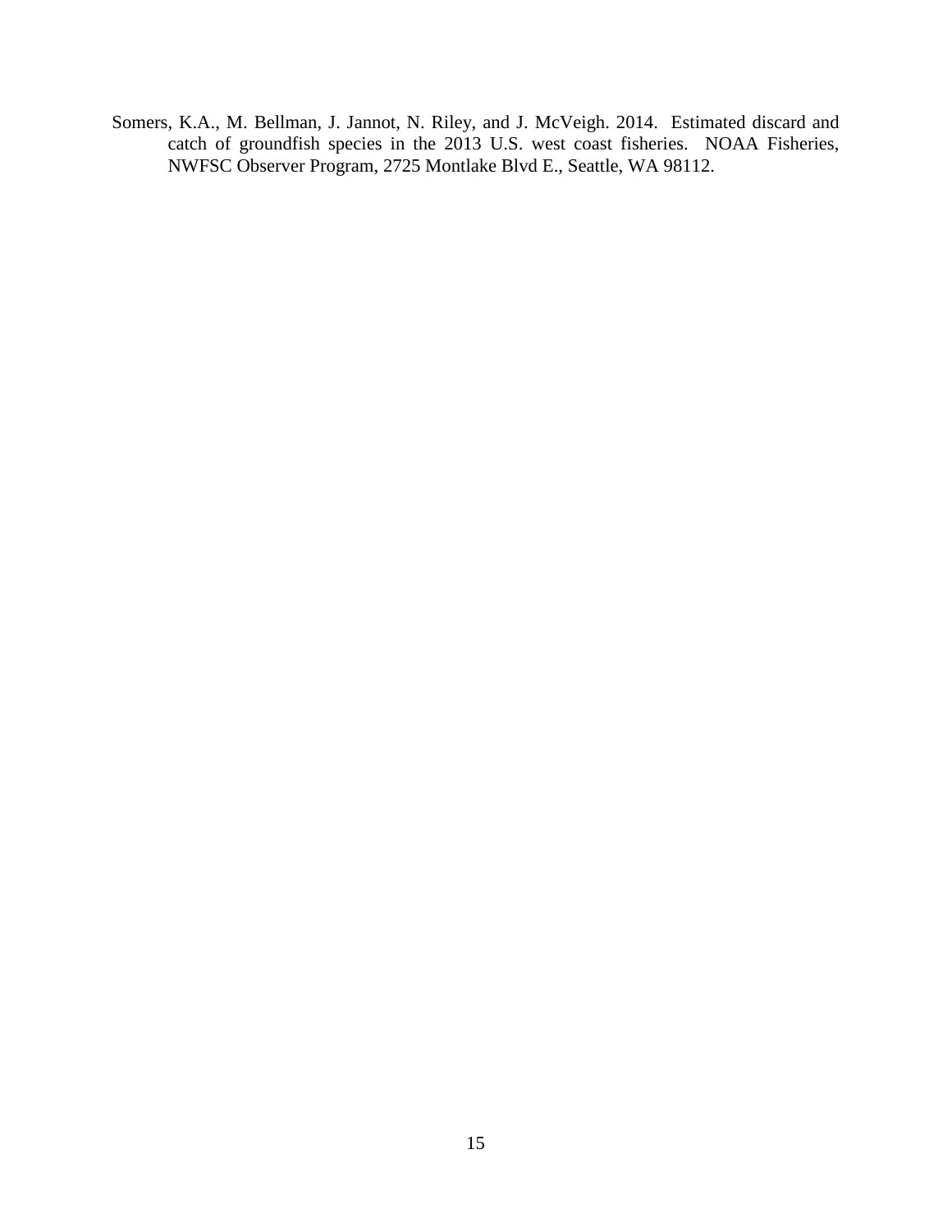Somers, K.A., M. Bellman, J. Jannot, N. Riley, and J. McVeigh. 2014. Estimated discard and catch of groundfish species in the 2013 U.S. west coast fisheries. NOAA Fisheries, NWFSC Observer Program, 2725 Montlake Blvd E., Seattle, WA 98112.